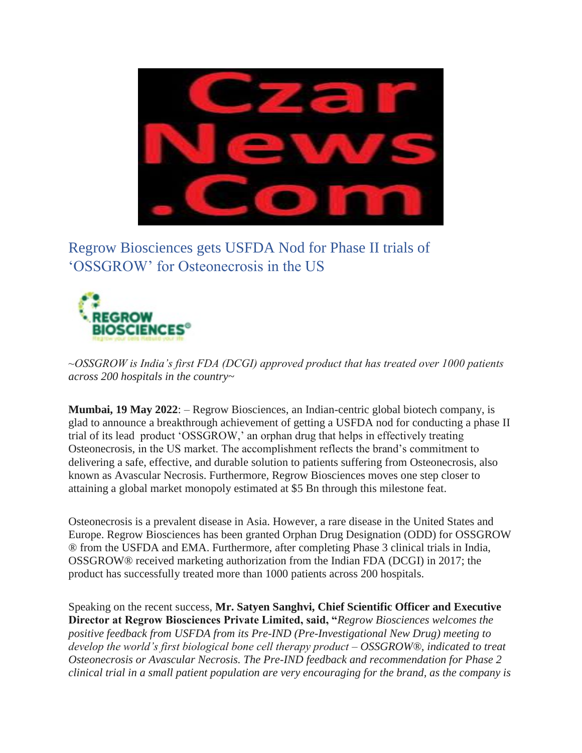# Regrow Biosciences gets USFDA Nod for Phase II trials of 'OSSGROW' for Osteonecrosis in the US

*~OSSGROW is India's first FDA (DCGI) approved product that has treated over 1000 patients across 200 hospitals in the country~*

**Mumbai, 19 May 2022**: – Regrow Biosciences, an Indian-centric global biotech company, is glad to announce a breakthrough achievement of getting a USFDA nod for conducting a phase II trial of its lead product 'OSSGROW,' an orphan drug that helps in effectively treating Osteonecrosis, in the US market. The accomplishment reflects the brand's commitment to delivering a safe, effective, and durable solution to patients suffering from Osteonecrosis, also known as Avascular Necrosis. Furthermore, Regrow Biosciences moves one step closer to attaining a global market monopoly estimated at $5 Bn through this milestone feat.

Osteonecrosis is a prevalent disease in Asia. However, a rare disease in the United States and Europe. Regrow Biosciences has been granted Orphan Drug Designation (ODD) for OSSGROW ® from the USFDA and EMA. Furthermore, after completing Phase 3 clinical trials in India, OSSGROW® received marketing authorization from the Indian FDA (DCGI) in 2017; the product has successfully treated more than 1000 patients across 200 hospitals.

Speaking on the recent success, **Mr. Satyen Sanghvi, Chief Scientific Officer and Executive Director at Regrow Biosciences Private Limited, said, "***Regrow Biosciences welcomes the positive feedback from USFDA from its Pre-IND (Pre-Investigational New Drug) meeting to develop the world's first biological bone cell therapy product – OSSGROW®, indicated to treat Osteonecrosis or Avascular Necrosis. The Pre-IND feedback and recommendation for Phase 2 clinical trial in a small patient population are very encouraging for the brand, as the company is*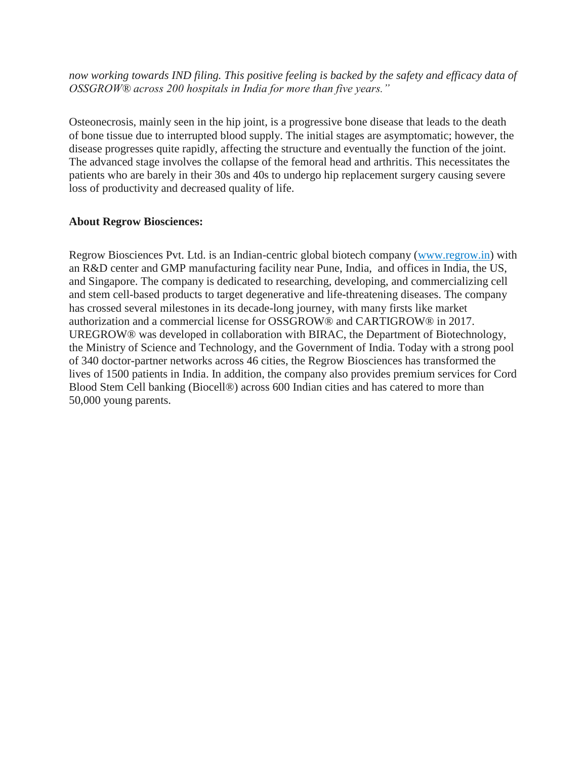*now working towards IND filing. This positive feeling is backed by the safety and efficacy data of OSSGROW® across 200 hospitals in India for more than five years."*

Osteonecrosis, mainly seen in the hip joint, is a progressive bone disease that leads to the death of bone tissue due to interrupted blood supply. The initial stages are asymptomatic; however, the disease progresses quite rapidly, affecting the structure and eventually the function of the joint. The advanced stage involves the collapse of the femoral head and arthritis. This necessitates the patients who are barely in their 30s and 40s to undergo hip replacement surgery causing severe loss of productivity and decreased quality of life.

**About Regrow Biosciences:**

Regrow Biosciences Pvt. Ltd. is an Indian-centric global biotech company ([www.regrow.in](http://www.regrow.in)) with an R&D center and GMP manufacturing facility near Pune, India, and offices in India, the US, and Singapore. The company is dedicated to researching, developing, and commercializing cell and stem cell-based products to target degenerative and life-threatening diseases. The company has crossed several milestones in its decade-long journey, with many firsts like market authorization and a commercial license for OSSGROW® and CARTIGROW® in 2017. UREGROW® was developed in collaboration with BIRAC, the Department of Biotechnology, the Ministry of Science and Technology, and the Government of India. Today with a strong pool of 340 doctor-partner networks across 46 cities, the Regrow Biosciences has transformed the lives of 1500 patients in India. In addition, the company also provides premium services for Cord Blood Stem Cell banking (Biocell®) across 600 Indian cities and has catered to more than 50,000 young parents.